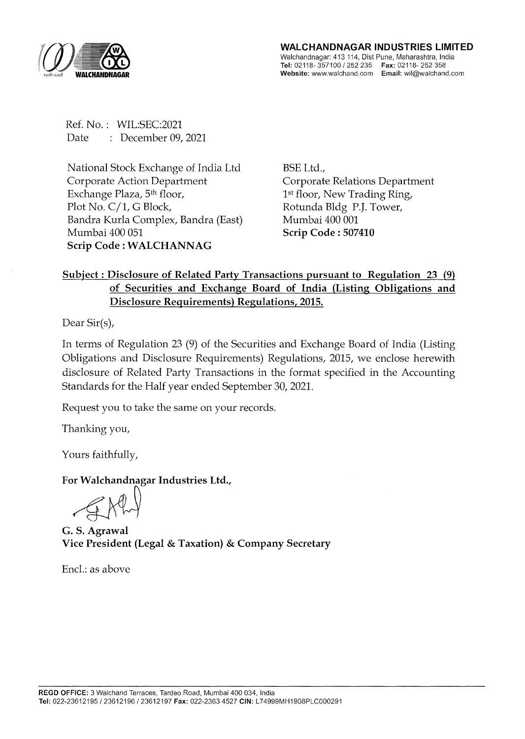**WALCHANDNAGAR INDUSTRIES LIMITED**
Walchandnagar: 413 114, Dist Pune, Maharashtra, India
**Tel:** 02118- 357100 / 252 235 **Fax:** 02118- 252 358
**Website:** www.walchand.com **Email:** wil@walchand.com

Ref. No. : WIL:SEC:2021
Date : December 09, 2021

National Stock Exchange of India Ltd
Corporate Action Department
Exchange Plaza, 5th floor,
Plot No. C/1, G Block,
Bandra Kurla Complex, Bandra (East)
Mumbai 400 051
**Scrip Code : WALCHANNAG**

BSE Ltd.,
Corporate Relations Department
1st floor, New Trading Ring,
Rotunda Bldg P.J. Tower,
Mumbai 400 001
**Scrip Code : 507410**

**Subject : Disclosure of Related Party Transactions pursuant to Regulation 23 (9) of Securities and Exchange Board of India (Listing Obligations and Disclosure Requirements) Regulations, 2015.**

Dear Sir(s),

In terms of Regulation 23 (9) of the Securities and Exchange Board of India (Listing Obligations and Disclosure Requirements) Regulations, 2015, we enclose herewith disclosure of Related Party Transactions in the format specified in the Accounting Standards for the Half year ended September 30, 2021.

Request you to take the same on your records.

Thanking you,

Yours faithfully,

**For Walchandnagar Industries Ltd.,**

**G. S. Agrawal**
**Vice President (Legal & Taxation) & Company Secretary**

Encl.: as above

**REGD OFFICE:** 3 Walchand Terraces, Tardeo Road, Mumbai 400 034, India
**Tel:** 022-23612195 / 23612196 / 23612197 **Fax:** 022-2363 4527 **CIN:** L74999MH1908PLC000291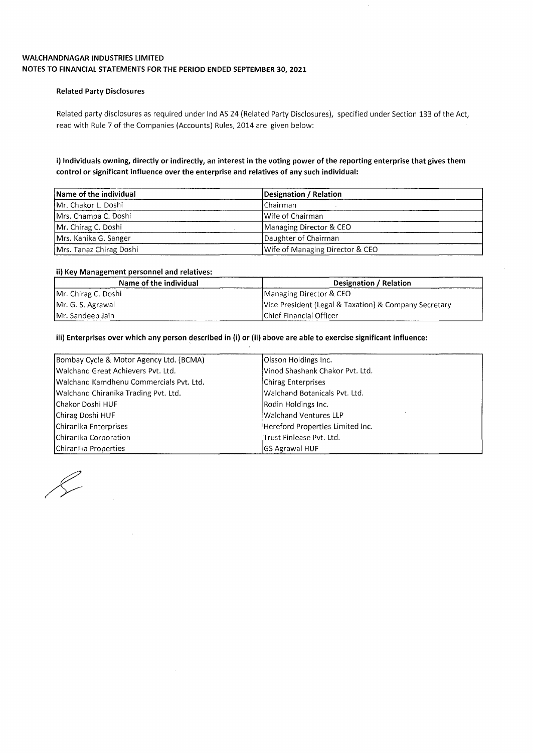**WALCHANDNAGAR INDUSTRIES LIMITED**
**NOTES TO FINANCIAL STATEMENTS FOR THE PERIOD ENDED SEPTEMBER 30, 2021**

**Related Party Disclosures**

Related party disclosures as required under Ind AS 24 (Related Party Disclosures), specified under Section 133 of the Act, read with Rule 7 of the Companies (Accounts) Rules, 2014 are given below:

**i) Individuals owning, directly or indirectly, an interest in the voting power of the reporting enterprise that gives them control or significant influence over the enterprise and relatives of any such individual:**

| Name of the individual | Designation / Relation |
|---|---|
| Mr. Chakor L. Doshi | Chairman |
| Mrs. Champa C. Doshi | Wife of Chairman |
| Mr. Chirag C. Doshi | Managing Director & CEO |
| Mrs. Kanika G. Sanger | Daughter of Chairman |
| Mrs. Tanaz Chirag Doshi | Wife of Managing Director & CEO |

**ii) Key Management personnel and relatives:**

| Name of the individual | Designation / Relation |
|---|---|
| Mr. Chirag C. Doshi | Managing Director & CEO |
| Mr. G. S. Agrawal | Vice President (Legal & Taxation) & Company Secretary |
| Mr. Sandeep Jain | Chief Financial Officer |

**iii) Enterprises over which any person described in (i) or (ii) above are able to exercise significant influence:**

| | |
|---|---|
| Bombay Cycle & Motor Agency Ltd. (BCMA) | Olsson Holdings Inc. |
| Walchand Great Achievers Pvt. Ltd. | Vinod Shashank Chakor Pvt. Ltd. |
| Walchand Kamdhenu Commercials Pvt. Ltd. | Chirag Enterprises |
| Walchand Chiranika Trading Pvt. Ltd. | Walchand Botanicals Pvt. Ltd. |
| Chakor Doshi HUF | Rodin Holdings Inc. |
| Chirag Doshi HUF | Walchand Ventures LLP |
| Chiranika Enterprises | Hereford Properties Limited Inc. |
| Chiranika Corporation | Trust Finlease Pvt. Ltd. |
| Chiranika Properties | GS Agrawal HUF |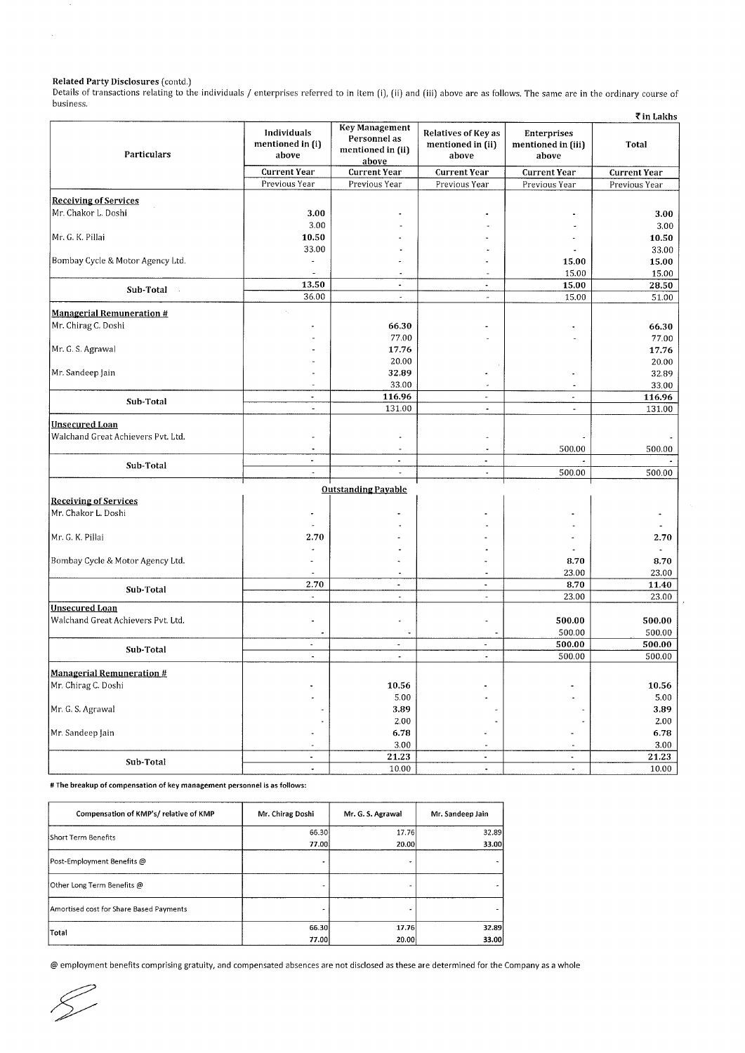**Related Party Disclosures** (contd.)

Details of transactions relating to the individuals / enterprises referred to in item (i), (ii) and (iii) above are as follows. The same are in the ordinary course of business.

₹ in Lakhs

| Particulars | Individuals mentioned in (i) above | Key Management Personnel as mentioned in (ii) above | Relatives of Key as mentioned in (ii) above | Enterprises mentioned in (iii) above | Total |
|---|---|---|---|---|---|
| | Current Year | Current Year | Current Year | Current Year | Current Year |
| | Previous Year | Previous Year | Previous Year | Previous Year | Previous Year |
| **Receiving of Services** | | | | | |
| Mr. Chakor L. Doshi | **3.00** | - | - | - | **3.00** |
| | 3.00 | - | - | - | 3.00 |
| Mr. G. K. Pillai | **10.50** | - | - | - | **10.50** |
| | 33.00 | - | - | - | 33.00 |
| Bombay Cycle & Motor Agency Ltd. | - | - | - | **15.00** | **15.00** |
| | - | - | - | 15.00 | 15.00 |
| Sub-Total | **13.50** | - | - | **15.00** | **28.50** |
| | 36.00 | - | - | 15.00 | 51.00 |
| **Managerial Remuneration #** | | | | | |
| Mr. Chirag C. Doshi | - | **66.30** | - | - | **66.30** |
| | - | 77.00 | - | - | 77.00 |
| Mr. G. S. Agrawal | - | **17.76** | | | **17.76** |
| | - | 20.00 | | | 20.00 |
| Mr. Sandeep Jain | - | **32.89** | - | - | **32.89** |
| | - | 33.00 | - | - | 33.00 |
| Sub-Total | - | **116.96** | - | - | **116.96** |
| | - | 131.00 | - | - | 131.00 |
| **Unsecured Loan** | | | | | |
| Walchand Great Achievers Pvt. Ltd. | - | - | - | - | - |
| | - | - | - | 500.00 | 500.00 |
| Sub-Total | - | - | - | - | - |
| | - | - | - | 500.00 | 500.00 |
| | | **Outstanding Payable** | | | |
| **Receiving of Services** | | | | | |
| Mr. Chakor L. Doshi | - | - | - | - | - |
| | - | - | - | - | - |
| Mr. G. K. Pillai | **2.70** | - | - | - | **2.70** |
| | - | - | - | - | - |
| Bombay Cycle & Motor Agency Ltd. | - | - | - | **8.70** | **8.70** |
| | - | - | - | 23.00 | 23.00 |
| Sub-Total | **2.70** | - | - | **8.70** | **11.40** |
| | - | - | - | 23.00 | 23.00 |
| **Unsecured Loan** | | | | | |
| Walchand Great Achievers Pvt. Ltd. | - | - | - | **500.00** | **500.00** |
| | - | - | - | 500.00 | 500.00 |
| Sub-Total | - | - | - | **500.00** | **500.00** |
| | - | - | - | 500.00 | 500.00 |
| **Managerial Remuneration #** | | | | | |
| Mr. Chirag C. Doshi | - | **10.56** | - | - | **10.56** |
| | - | 5.00 | - | - | 5.00 |
| Mr. G. S. Agrawal | - | **3.89** | - | - | **3.89** |
| | - | 2.00 | - | - | 2.00 |
| Mr. Sandeep Jain | - | **6.78** | - | - | **6.78** |
| | - | 3.00 | - | - | 3.00 |
| Sub-Total | - | **21.23** | - | - | **21.23** |
| | - | 10.00 | - | - | 10.00 |

**# The breakup of compensation of key management personnel is as follows:**

| Compensation of KMP's/ relative of KMP | Mr. Chirag Doshi | Mr. G. S. Agrawal | Mr. Sandeep Jain |
|---|---|---|---|
| Short Term Benefits | 66.30 | 17.76 | 32.89 |
| | **77.00** | **20.00** | **33.00** |
| Post-Employment Benefits @ | - | - | - |
| Other Long Term Benefits @ | - | - | - |
| Amortised cost for Share Based Payments | - | - | - |
| Total | 66.30 | 17.76 | 32.89 |
| | **77.00** | **20.00** | **33.00** |

@ employment benefits comprising gratuity, and compensated absences are not disclosed as these are determined for the Company as a whole